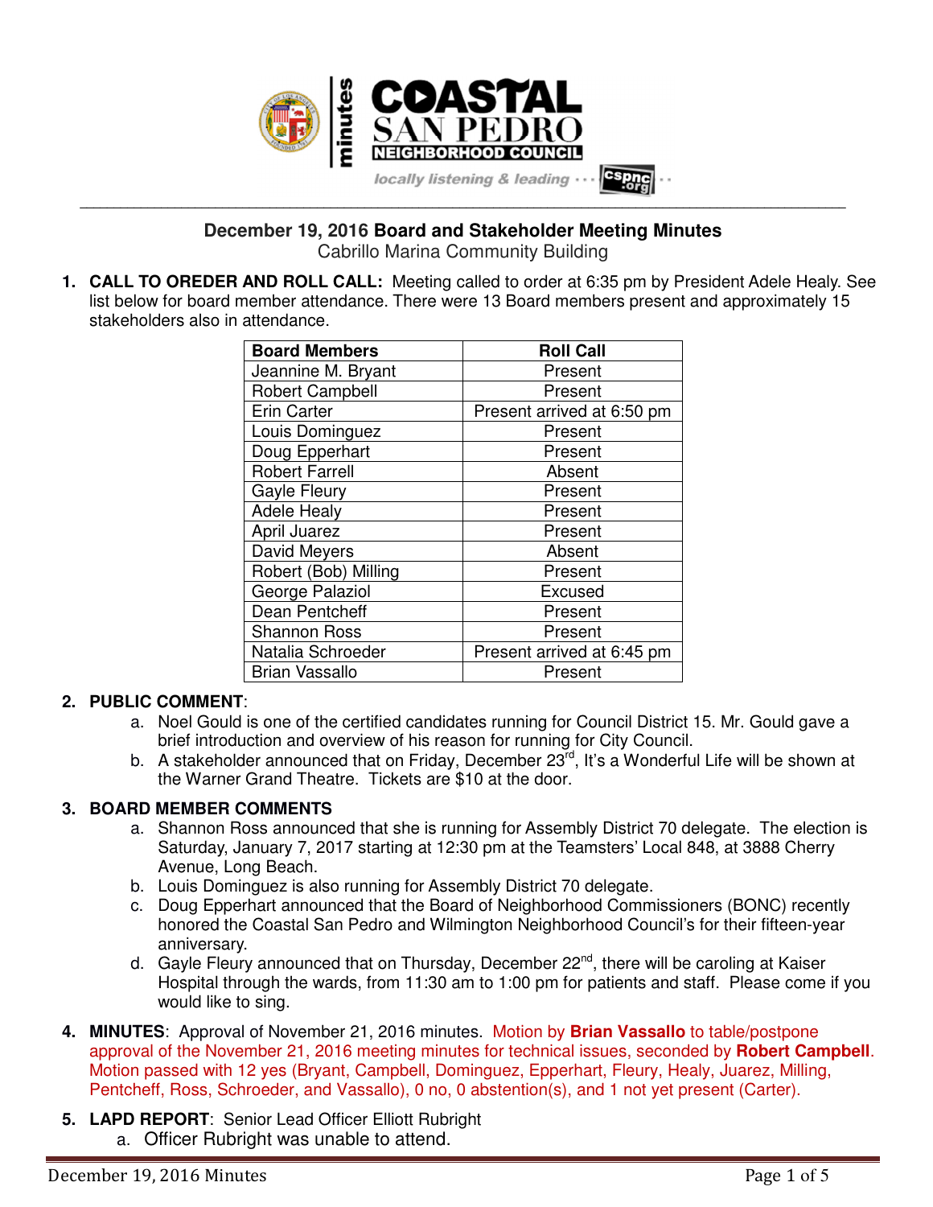# December 19, 2016 Board and Stakeholder Meeting Minutes

Cabrillo Marina Community Building

1. **CALL TO OREDER AND ROLL CALL:** Meeting called to order at 6:35 pm by President Adele Healy. See list below for board member attendance. There were 13 Board members present and approximately 15 stakeholders also in attendance.

| Board Members | Roll Call |
|---|---|
| Jeannine M. Bryant | Present |
| Robert Campbell | Present |
| Erin Carter | Present arrived at 6:50 pm |
| Louis Dominguez | Present |
| Doug Epperhart | Present |
| Robert Farrell | Absent |
| Gayle Fleury | Present |
| Adele Healy | Present |
| April Juarez | Present |
| David Meyers | Absent |
| Robert (Bob) Milling | Present |
| George Palaziol | Excused |
| Dean Pentcheff | Present |
| Shannon Ross | Present |
| Natalia Schroeder | Present arrived at 6:45 pm |
| Brian Vassallo | Present |

2. **PUBLIC COMMENT**:
   a. Noel Gould is one of the certified candidates running for Council District 15. Mr. Gould gave a brief introduction and overview of his reason for running for City Council.
   b. A stakeholder announced that on Friday, December 23rd, It's a Wonderful Life will be shown at the Warner Grand Theatre. Tickets are $10 at the door.

3. **BOARD MEMBER COMMENTS**
   a. Shannon Ross announced that she is running for Assembly District 70 delegate. The election is Saturday, January 7, 2017 starting at 12:30 pm at the Teamsters' Local 848, at 3888 Cherry Avenue, Long Beach.
   b. Louis Dominguez is also running for Assembly District 70 delegate.
   c. Doug Epperhart announced that the Board of Neighborhood Commissioners (BONC) recently honored the Coastal San Pedro and Wilmington Neighborhood Council's for their fifteen-year anniversary.
   d. Gayle Fleury announced that on Thursday, December 22nd, there will be caroling at Kaiser Hospital through the wards, from 11:30 am to 1:00 pm for patients and staff. Please come if you would like to sing.

4. **MINUTES**: Approval of November 21, 2016 minutes. Motion by **Brian Vassallo** to table/postpone approval of the November 21, 2016 meeting minutes for technical issues, seconded by **Robert Campbell**. Motion passed with 12 yes (Bryant, Campbell, Dominguez, Epperhart, Fleury, Healy, Juarez, Milling, Pentcheff, Ross, Schroeder, and Vassallo), 0 no, 0 abstention(s), and 1 not yet present (Carter).

5. **LAPD REPORT**: Senior Lead Officer Elliott Rubright
   a. Officer Rubright was unable to attend.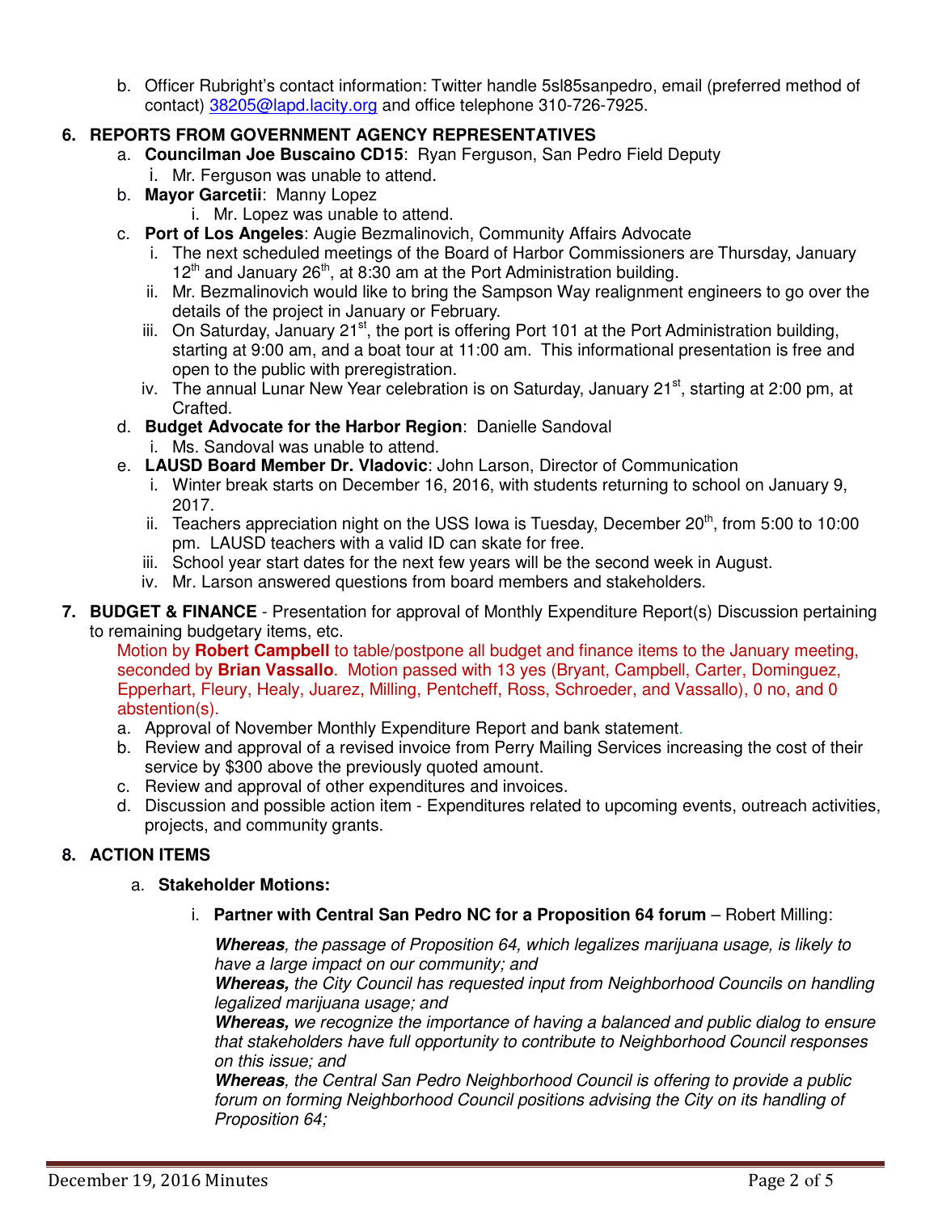b. Officer Rubright's contact information: Twitter handle 5sl85sanpedro, email (preferred method of contact) 38205@lapd.lacity.org and office telephone 310-726-7925.

## 6. REPORTS FROM GOVERNMENT AGENCY REPRESENTATIVES

a. **Councilman Joe Buscaino CD15**: Ryan Ferguson, San Pedro Field Deputy
   i. Mr. Ferguson was unable to attend.

b. **Mayor Garcetii**: Manny Lopez
   i. Mr. Lopez was unable to attend.

c. **Port of Los Angeles**: Augie Bezmalinovich, Community Affairs Advocate
   i. The next scheduled meetings of the Board of Harbor Commissioners are Thursday, January 12th and January 26th, at 8:30 am at the Port Administration building.
   ii. Mr. Bezmalinovich would like to bring the Sampson Way realignment engineers to go over the details of the project in January or February.
   iii. On Saturday, January 21st, the port is offering Port 101 at the Port Administration building, starting at 9:00 am, and a boat tour at 11:00 am. This informational presentation is free and open to the public with preregistration.
   iv. The annual Lunar New Year celebration is on Saturday, January 21st, starting at 2:00 pm, at Crafted.

d. **Budget Advocate for the Harbor Region**: Danielle Sandoval
   i. Ms. Sandoval was unable to attend.

e. **LAUSD Board Member Dr. Vladovic**: John Larson, Director of Communication
   i. Winter break starts on December 16, 2016, with students returning to school on January 9, 2017.
   ii. Teachers appreciation night on the USS Iowa is Tuesday, December 20th, from 5:00 to 10:00 pm. LAUSD teachers with a valid ID can skate for free.
   iii. School year start dates for the next few years will be the second week in August.
   iv. Mr. Larson answered questions from board members and stakeholders.

## 7. BUDGET & FINANCE - Presentation for approval of Monthly Expenditure Report(s) Discussion pertaining to remaining budgetary items, etc.

Motion by **Robert Campbell** to table/postpone all budget and finance items to the January meeting, seconded by **Brian Vassallo**. Motion passed with 13 yes (Bryant, Campbell, Carter, Dominguez, Epperhart, Fleury, Healy, Juarez, Milling, Pentcheff, Ross, Schroeder, and Vassallo), 0 no, and 0 abstention(s).

a. Approval of November Monthly Expenditure Report and bank statement.
b. Review and approval of a revised invoice from Perry Mailing Services increasing the cost of their service by $300 above the previously quoted amount.
c. Review and approval of other expenditures and invoices.
d. Discussion and possible action item - Expenditures related to upcoming events, outreach activities, projects, and community grants.

## 8. ACTION ITEMS

a. **Stakeholder Motions:**

   i. **Partner with Central San Pedro NC for a Proposition 64 forum** – Robert Milling:

   ***Whereas***, *the passage of Proposition 64, which legalizes marijuana usage, is likely to have a large impact on our community; and*
   ***Whereas,*** *the City Council has requested input from Neighborhood Councils on handling legalized marijuana usage; and*
   ***Whereas,*** *we recognize the importance of having a balanced and public dialog to ensure that stakeholders have full opportunity to contribute to Neighborhood Council responses on this issue; and*
   ***Whereas***, *the Central San Pedro Neighborhood Council is offering to provide a public forum on forming Neighborhood Council positions advising the City on its handling of Proposition 64;*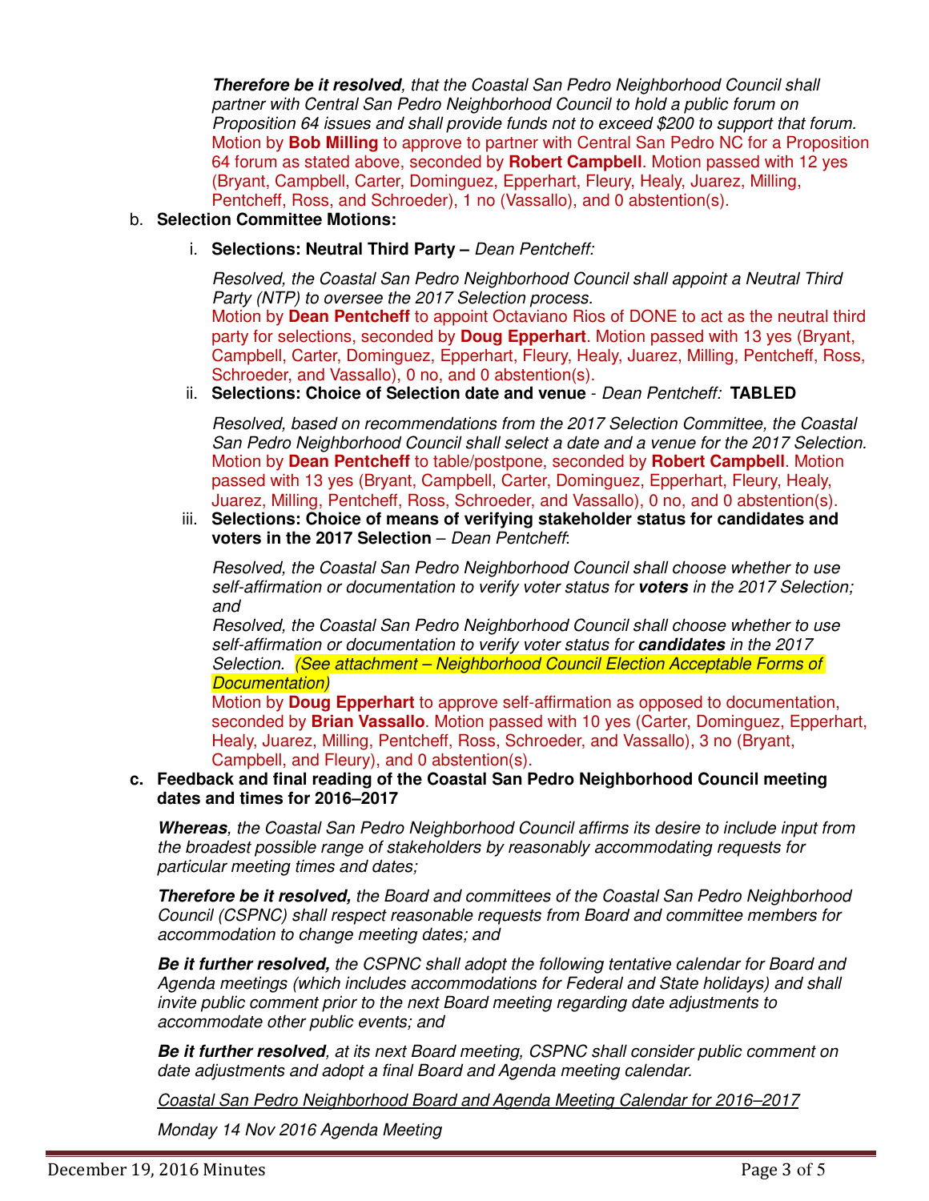***Therefore be it resolved****, that the Coastal San Pedro Neighborhood Council shall partner with Central San Pedro Neighborhood Council to hold a public forum on Proposition 64 issues and shall provide funds not to exceed $200 to support that forum.*
Motion by **Bob Milling** to approve to partner with Central San Pedro NC for a Proposition 64 forum as stated above, seconded by **Robert Campbell**. Motion passed with 12 yes (Bryant, Campbell, Carter, Dominguez, Epperhart, Fleury, Healy, Juarez, Milling, Pentcheff, Ross, and Schroeder), 1 no (Vassallo), and 0 abstention(s).

b. **Selection Committee Motions:**

i. **Selections: Neutral Third Party –** *Dean Pentcheff:*

*Resolved, the Coastal San Pedro Neighborhood Council shall appoint a Neutral Third Party (NTP) to oversee the 2017 Selection process.*
Motion by **Dean Pentcheff** to appoint Octaviano Rios of DONE to act as the neutral third party for selections, seconded by **Doug Epperhart**. Motion passed with 13 yes (Bryant, Campbell, Carter, Dominguez, Epperhart, Fleury, Healy, Juarez, Milling, Pentcheff, Ross, Schroeder, and Vassallo), 0 no, and 0 abstention(s).

ii. **Selections: Choice of Selection date and venue** - *Dean Pentcheff:* **TABLED**

*Resolved, based on recommendations from the 2017 Selection Committee, the Coastal San Pedro Neighborhood Council shall select a date and a venue for the 2017 Selection.*
Motion by **Dean Pentcheff** to table/postpone, seconded by **Robert Campbell**. Motion passed with 13 yes (Bryant, Campbell, Carter, Dominguez, Epperhart, Fleury, Healy, Juarez, Milling, Pentcheff, Ross, Schroeder, and Vassallo), 0 no, and 0 abstention(s).

iii. **Selections: Choice of means of verifying stakeholder status for candidates and voters in the 2017 Selection** – *Dean Pentcheff*:

*Resolved, the Coastal San Pedro Neighborhood Council shall choose whether to use self-affirmation or documentation to verify voter status for* ***voters*** *in the 2017 Selection; and*
*Resolved, the Coastal San Pedro Neighborhood Council shall choose whether to use self-affirmation or documentation to verify voter status for* ***candidates*** *in the 2017 Selection. (See attachment – Neighborhood Council Election Acceptable Forms of Documentation)*
Motion by **Doug Epperhart** to approve self-affirmation as opposed to documentation, seconded by **Brian Vassallo**. Motion passed with 10 yes (Carter, Dominguez, Epperhart, Healy, Juarez, Milling, Pentcheff, Ross, Schroeder, and Vassallo), 3 no (Bryant, Campbell, and Fleury), and 0 abstention(s).

c. **Feedback and final reading of the Coastal San Pedro Neighborhood Council meeting dates and times for 2016–2017**

***Whereas****, the Coastal San Pedro Neighborhood Council affirms its desire to include input from the broadest possible range of stakeholders by reasonably accommodating requests for particular meeting times and dates;*

***Therefore be it resolved,*** *the Board and committees of the Coastal San Pedro Neighborhood Council (CSPNC) shall respect reasonable requests from Board and committee members for accommodation to change meeting dates; and*

***Be it further resolved,*** *the CSPNC shall adopt the following tentative calendar for Board and Agenda meetings (which includes accommodations for Federal and State holidays) and shall invite public comment prior to the next Board meeting regarding date adjustments to accommodate other public events; and*

***Be it further resolved****, at its next Board meeting, CSPNC shall consider public comment on date adjustments and adopt a final Board and Agenda meeting calendar.*

*Coastal San Pedro Neighborhood Board and Agenda Meeting Calendar for 2016–2017*

*Monday 14 Nov 2016 Agenda Meeting*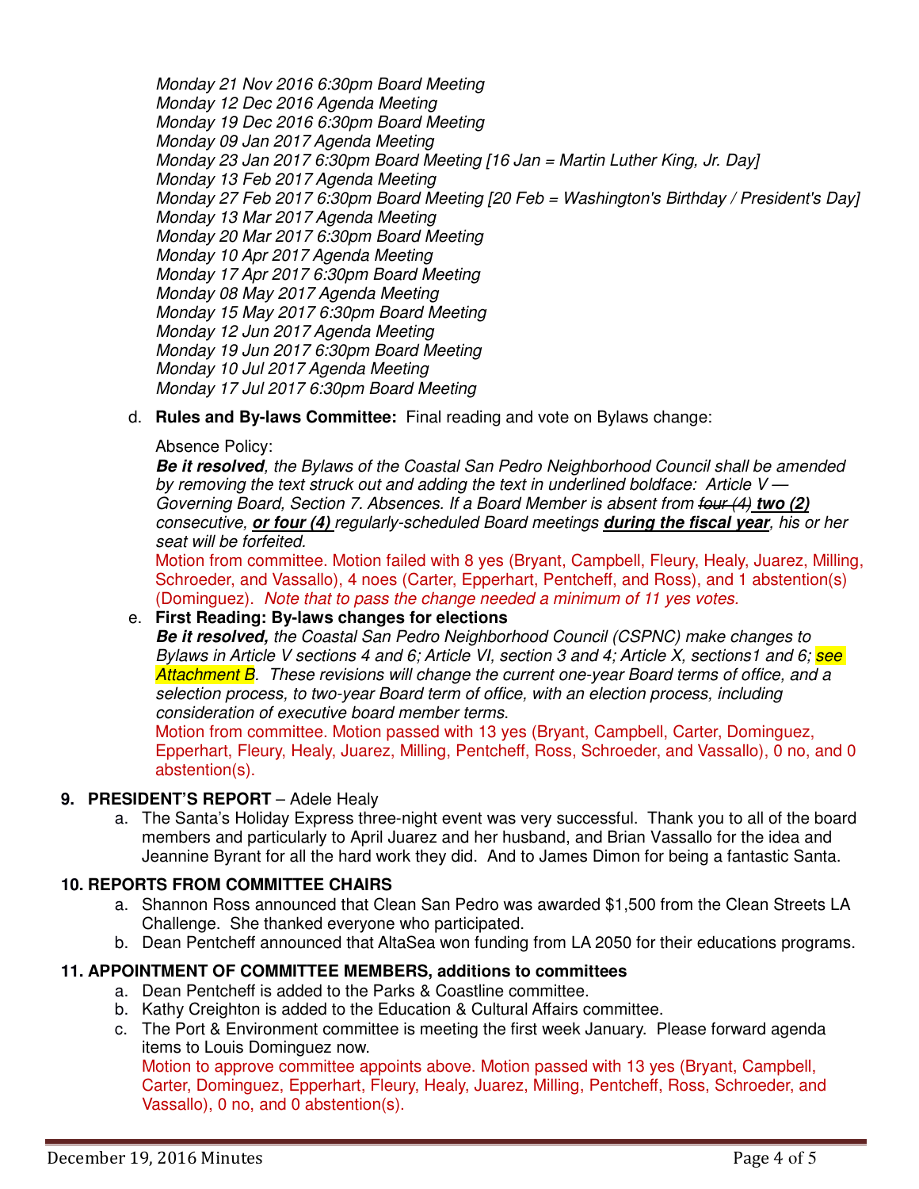*Monday 21 Nov 2016 6:30pm Board Meeting*
*Monday 12 Dec 2016 Agenda Meeting*
*Monday 19 Dec 2016 6:30pm Board Meeting*
*Monday 09 Jan 2017 Agenda Meeting*
*Monday 23 Jan 2017 6:30pm Board Meeting [16 Jan = Martin Luther King, Jr. Day]*
*Monday 13 Feb 2017 Agenda Meeting*
*Monday 27 Feb 2017 6:30pm Board Meeting [20 Feb = Washington's Birthday / President's Day]*
*Monday 13 Mar 2017 Agenda Meeting*
*Monday 20 Mar 2017 6:30pm Board Meeting*
*Monday 10 Apr 2017 Agenda Meeting*
*Monday 17 Apr 2017 6:30pm Board Meeting*
*Monday 08 May 2017 Agenda Meeting*
*Monday 15 May 2017 6:30pm Board Meeting*
*Monday 12 Jun 2017 Agenda Meeting*
*Monday 19 Jun 2017 6:30pm Board Meeting*
*Monday 10 Jul 2017 Agenda Meeting*
*Monday 17 Jul 2017 6:30pm Board Meeting*

d. **Rules and By-laws Committee:** Final reading and vote on Bylaws change:

Absence Policy:
***Be it resolved**, the Bylaws of the Coastal San Pedro Neighborhood Council shall be amended by removing the text struck out and adding the text in underlined boldface: Article V — Governing Board, Section 7. Absences. If a Board Member is absent from ~~four (4)~~ **<u>two (2)</u>** consecutive, **<u>or four (4)</u>** regularly-scheduled Board meetings **<u>during the fiscal year</u>**, his or her seat will be forfeited.*

Motion from committee. Motion failed with 8 yes (Bryant, Campbell, Fleury, Healy, Juarez, Milling, Schroeder, and Vassallo), 4 noes (Carter, Epperhart, Pentcheff, and Ross), and 1 abstention(s) (Dominguez). *Note that to pass the change needed a minimum of 11 yes votes.*

e. **First Reading: By-laws changes for elections**
***Be it resolved,** the Coastal San Pedro Neighborhood Council (CSPNC) make changes to Bylaws in Article V sections 4 and 6; Article VI, section 3 and 4; Article X, sections1 and 6; see Attachment B. These revisions will change the current one-year Board terms of office, and a selection process, to two-year Board term of office, with an election process, including consideration of executive board member terms.*

Motion from committee. Motion passed with 13 yes (Bryant, Campbell, Carter, Dominguez, Epperhart, Fleury, Healy, Juarez, Milling, Pentcheff, Ross, Schroeder, and Vassallo), 0 no, and 0 abstention(s).

## 9. PRESIDENT'S REPORT – Adele Healy

a. The Santa's Holiday Express three-night event was very successful. Thank you to all of the board members and particularly to April Juarez and her husband, and Brian Vassallo for the idea and Jeannine Byrant for all the hard work they did. And to James Dimon for being a fantastic Santa.

## 10. REPORTS FROM COMMITTEE CHAIRS

a. Shannon Ross announced that Clean San Pedro was awarded $1,500 from the Clean Streets LA Challenge. She thanked everyone who participated.
b. Dean Pentcheff announced that AltaSea won funding from LA 2050 for their educations programs.

## 11. APPOINTMENT OF COMMITTEE MEMBERS, additions to committees

a. Dean Pentcheff is added to the Parks & Coastline committee.
b. Kathy Creighton is added to the Education & Cultural Affairs committee.
c. The Port & Environment committee is meeting the first week January. Please forward agenda items to Louis Dominguez now.

Motion to approve committee appoints above. Motion passed with 13 yes (Bryant, Campbell, Carter, Dominguez, Epperhart, Fleury, Healy, Juarez, Milling, Pentcheff, Ross, Schroeder, and Vassallo), 0 no, and 0 abstention(s).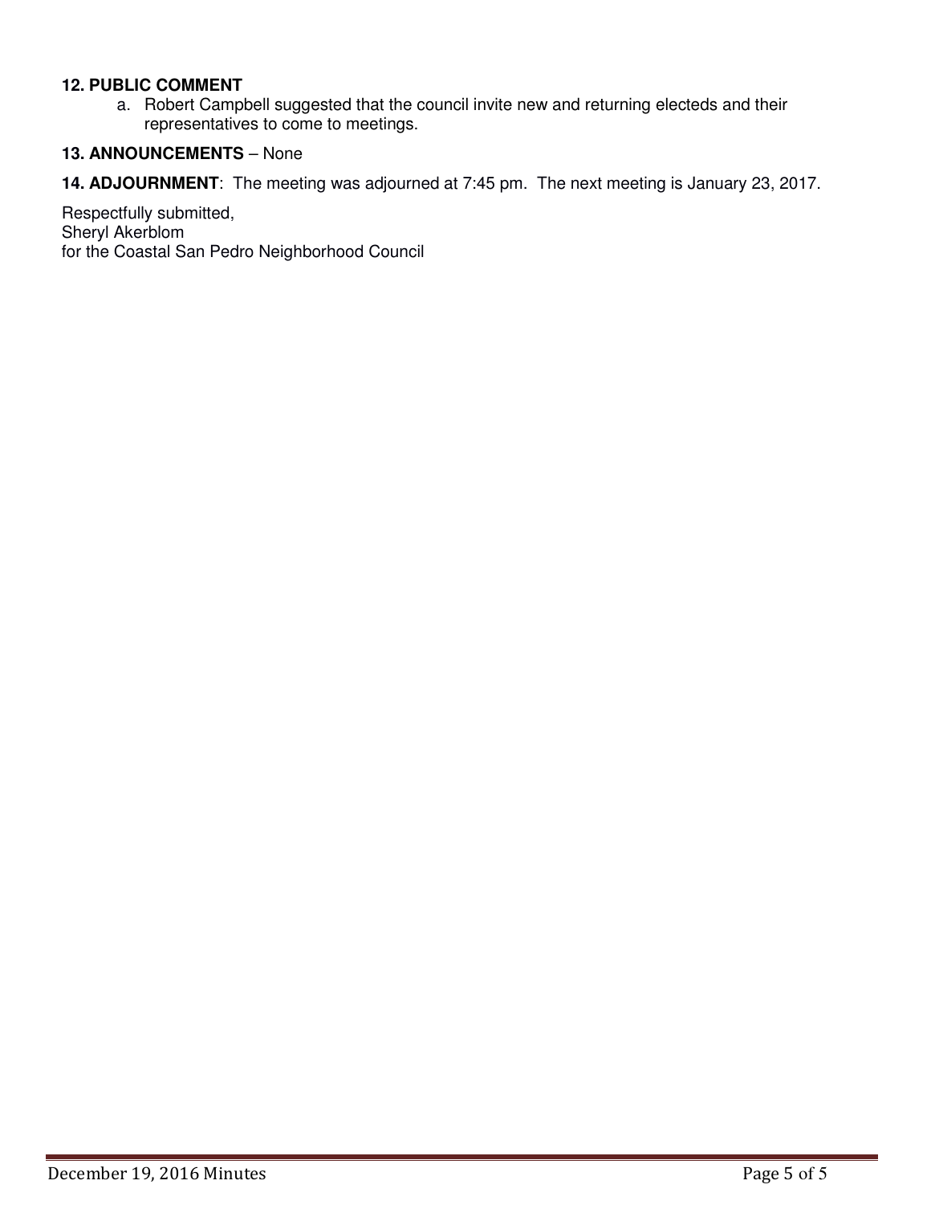**12. PUBLIC COMMENT**

a. Robert Campbell suggested that the council invite new and returning electeds and their representatives to come to meetings.

**13. ANNOUNCEMENTS** – None

**14. ADJOURNMENT**: The meeting was adjourned at 7:45 pm. The next meeting is January 23, 2017.

Respectfully submitted,
Sheryl Akerblom
for the Coastal San Pedro Neighborhood Council